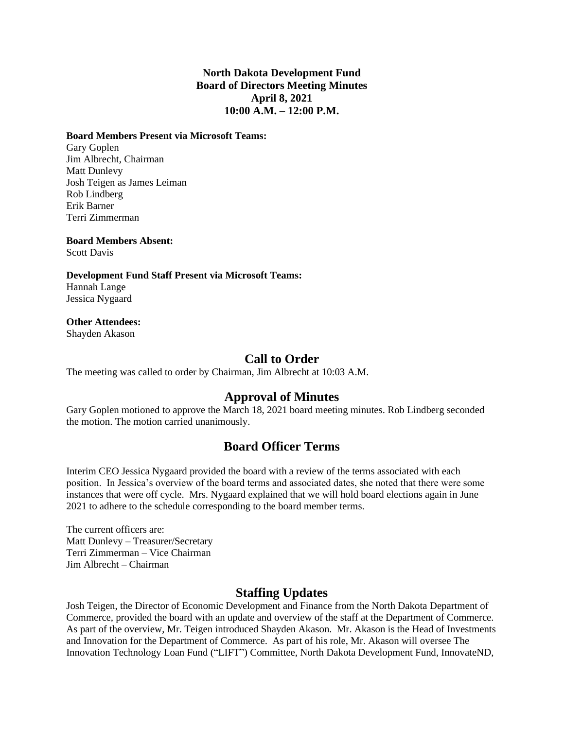**North Dakota Development Fund**
**Board of Directors Meeting Minutes**
**April 8, 2021**
**10:00 A.M. – 12:00 P.M.**

**Board Members Present via Microsoft Teams:**
Gary Goplen
Jim Albrecht, Chairman
Matt Dunlevy
Josh Teigen as James Leiman
Rob Lindberg
Erik Barner
Terri Zimmerman

**Board Members Absent:**
Scott Davis

**Development Fund Staff Present via Microsoft Teams:**
Hannah Lange
Jessica Nygaard

**Other Attendees:**
Shayden Akason

## Call to Order

The meeting was called to order by Chairman, Jim Albrecht at 10:03 A.M.

## Approval of Minutes

Gary Goplen motioned to approve the March 18, 2021 board meeting minutes. Rob Lindberg seconded the motion. The motion carried unanimously.

## Board Officer Terms

Interim CEO Jessica Nygaard provided the board with a review of the terms associated with each position. In Jessica's overview of the board terms and associated dates, she noted that there were some instances that were off cycle. Mrs. Nygaard explained that we will hold board elections again in June 2021 to adhere to the schedule corresponding to the board member terms.

The current officers are:
Matt Dunlevy – Treasurer/Secretary
Terri Zimmerman – Vice Chairman
Jim Albrecht – Chairman

## Staffing Updates

Josh Teigen, the Director of Economic Development and Finance from the North Dakota Department of Commerce, provided the board with an update and overview of the staff at the Department of Commerce. As part of the overview, Mr. Teigen introduced Shayden Akason. Mr. Akason is the Head of Investments and Innovation for the Department of Commerce. As part of his role, Mr. Akason will oversee The Innovation Technology Loan Fund ("LIFT") Committee, North Dakota Development Fund, InnovateND,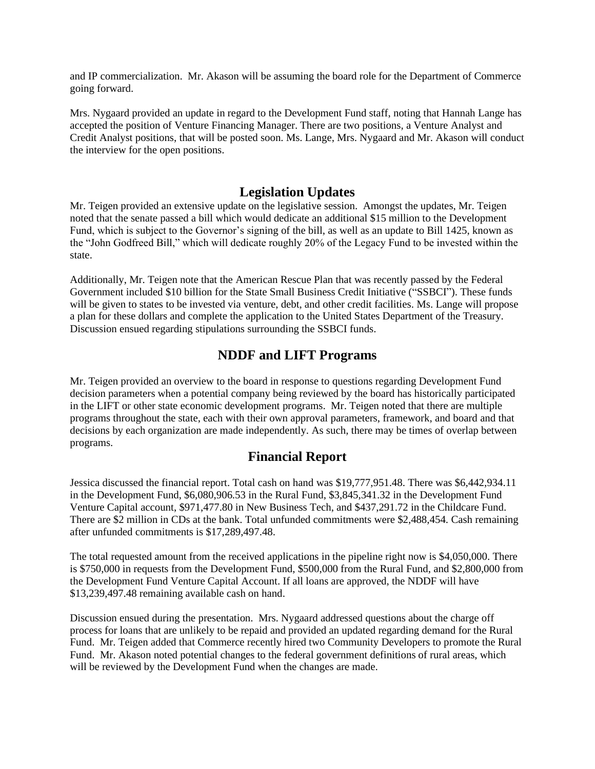and IP commercialization. Mr. Akason will be assuming the board role for the Department of Commerce going forward.

Mrs. Nygaard provided an update in regard to the Development Fund staff, noting that Hannah Lange has accepted the position of Venture Financing Manager. There are two positions, a Venture Analyst and Credit Analyst positions, that will be posted soon. Ms. Lange, Mrs. Nygaard and Mr. Akason will conduct the interview for the open positions.

## Legislation Updates

Mr. Teigen provided an extensive update on the legislative session. Amongst the updates, Mr. Teigen noted that the senate passed a bill which would dedicate an additional $15 million to the Development Fund, which is subject to the Governor's signing of the bill, as well as an update to Bill 1425, known as the "John Godfreed Bill," which will dedicate roughly 20% of the Legacy Fund to be invested within the state.

Additionally, Mr. Teigen note that the American Rescue Plan that was recently passed by the Federal Government included $10 billion for the State Small Business Credit Initiative ("SSBCI"). These funds will be given to states to be invested via venture, debt, and other credit facilities. Ms. Lange will propose a plan for these dollars and complete the application to the United States Department of the Treasury. Discussion ensued regarding stipulations surrounding the SSBCI funds.

## NDDF and LIFT Programs

Mr. Teigen provided an overview to the board in response to questions regarding Development Fund decision parameters when a potential company being reviewed by the board has historically participated in the LIFT or other state economic development programs. Mr. Teigen noted that there are multiple programs throughout the state, each with their own approval parameters, framework, and board and that decisions by each organization are made independently. As such, there may be times of overlap between programs.

## Financial Report

Jessica discussed the financial report. Total cash on hand was $19,777,951.48. There was $6,442,934.11 in the Development Fund, $6,080,906.53 in the Rural Fund, $3,845,341.32 in the Development Fund Venture Capital account, $971,477.80 in New Business Tech, and $437,291.72 in the Childcare Fund. There are $2 million in CDs at the bank. Total unfunded commitments were $2,488,454. Cash remaining after unfunded commitments is $17,289,497.48.

The total requested amount from the received applications in the pipeline right now is $4,050,000. There is $750,000 in requests from the Development Fund, $500,000 from the Rural Fund, and $2,800,000 from the Development Fund Venture Capital Account. If all loans are approved, the NDDF will have $13,239,497.48 remaining available cash on hand.

Discussion ensued during the presentation. Mrs. Nygaard addressed questions about the charge off process for loans that are unlikely to be repaid and provided an updated regarding demand for the Rural Fund. Mr. Teigen added that Commerce recently hired two Community Developers to promote the Rural Fund. Mr. Akason noted potential changes to the federal government definitions of rural areas, which will be reviewed by the Development Fund when the changes are made.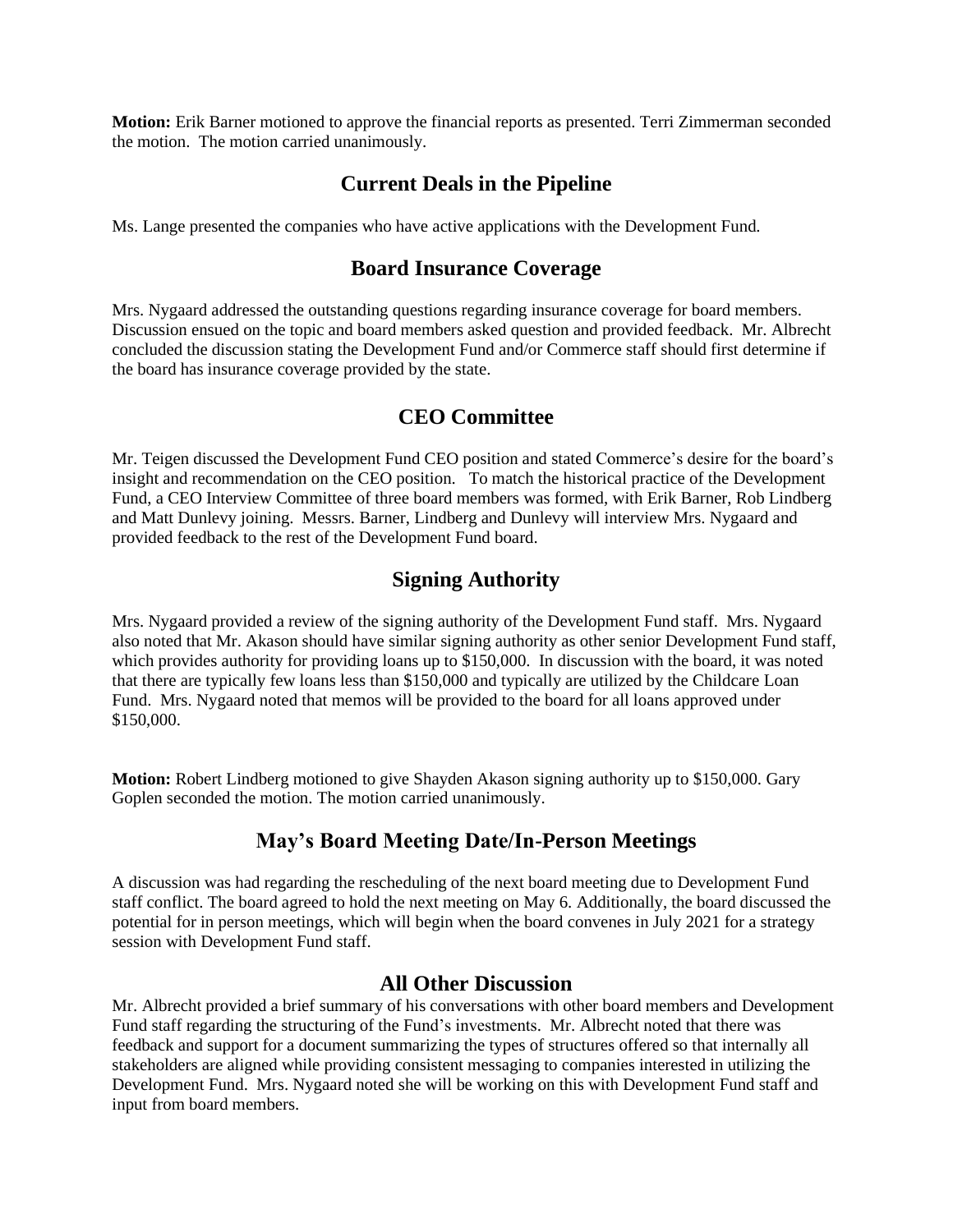**Motion:** Erik Barner motioned to approve the financial reports as presented. Terri Zimmerman seconded the motion. The motion carried unanimously.

## Current Deals in the Pipeline

Ms. Lange presented the companies who have active applications with the Development Fund.

## Board Insurance Coverage

Mrs. Nygaard addressed the outstanding questions regarding insurance coverage for board members. Discussion ensued on the topic and board members asked question and provided feedback. Mr. Albrecht concluded the discussion stating the Development Fund and/or Commerce staff should first determine if the board has insurance coverage provided by the state.

## CEO Committee

Mr. Teigen discussed the Development Fund CEO position and stated Commerce's desire for the board's insight and recommendation on the CEO position. To match the historical practice of the Development Fund, a CEO Interview Committee of three board members was formed, with Erik Barner, Rob Lindberg and Matt Dunlevy joining. Messrs. Barner, Lindberg and Dunlevy will interview Mrs. Nygaard and provided feedback to the rest of the Development Fund board.

## Signing Authority

Mrs. Nygaard provided a review of the signing authority of the Development Fund staff. Mrs. Nygaard also noted that Mr. Akason should have similar signing authority as other senior Development Fund staff, which provides authority for providing loans up to $150,000. In discussion with the board, it was noted that there are typically few loans less than $150,000 and typically are utilized by the Childcare Loan Fund. Mrs. Nygaard noted that memos will be provided to the board for all loans approved under $150,000.

**Motion:** Robert Lindberg motioned to give Shayden Akason signing authority up to $150,000. Gary Goplen seconded the motion. The motion carried unanimously.

## May's Board Meeting Date/In-Person Meetings

A discussion was had regarding the rescheduling of the next board meeting due to Development Fund staff conflict. The board agreed to hold the next meeting on May 6. Additionally, the board discussed the potential for in person meetings, which will begin when the board convenes in July 2021 for a strategy session with Development Fund staff.

## All Other Discussion

Mr. Albrecht provided a brief summary of his conversations with other board members and Development Fund staff regarding the structuring of the Fund's investments. Mr. Albrecht noted that there was feedback and support for a document summarizing the types of structures offered so that internally all stakeholders are aligned while providing consistent messaging to companies interested in utilizing the Development Fund. Mrs. Nygaard noted she will be working on this with Development Fund staff and input from board members.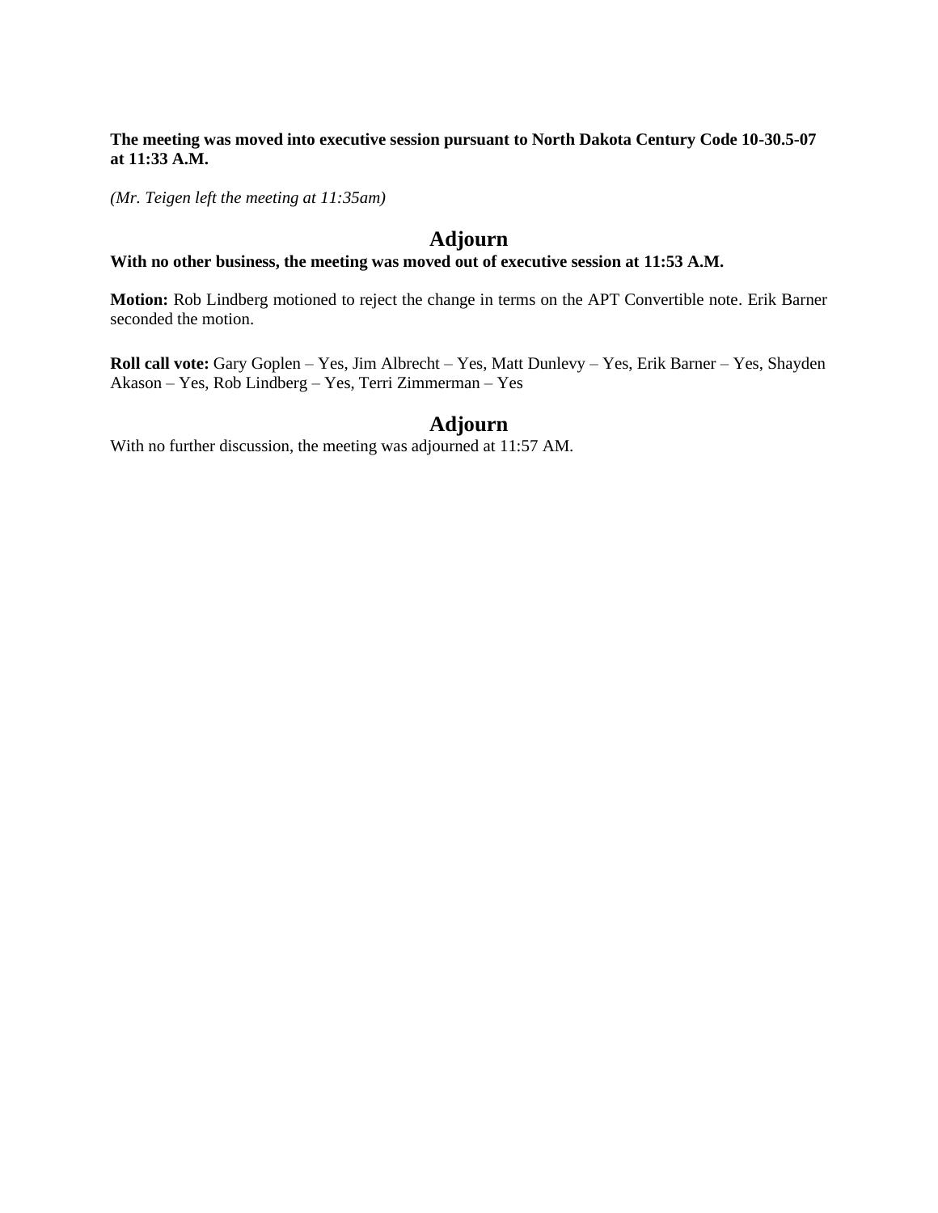**The meeting was moved into executive session pursuant to North Dakota Century Code 10-30.5-07 at 11:33 A.M.**

*(Mr. Teigen left the meeting at 11:35am)*

## Adjourn

**With no other business, the meeting was moved out of executive session at 11:53 A.M.**

**Motion:** Rob Lindberg motioned to reject the change in terms on the APT Convertible note. Erik Barner seconded the motion.

**Roll call vote:** Gary Goplen – Yes, Jim Albrecht – Yes, Matt Dunlevy – Yes, Erik Barner – Yes, Shayden Akason – Yes, Rob Lindberg – Yes, Terri Zimmerman – Yes

## Adjourn

With no further discussion, the meeting was adjourned at 11:57 AM.